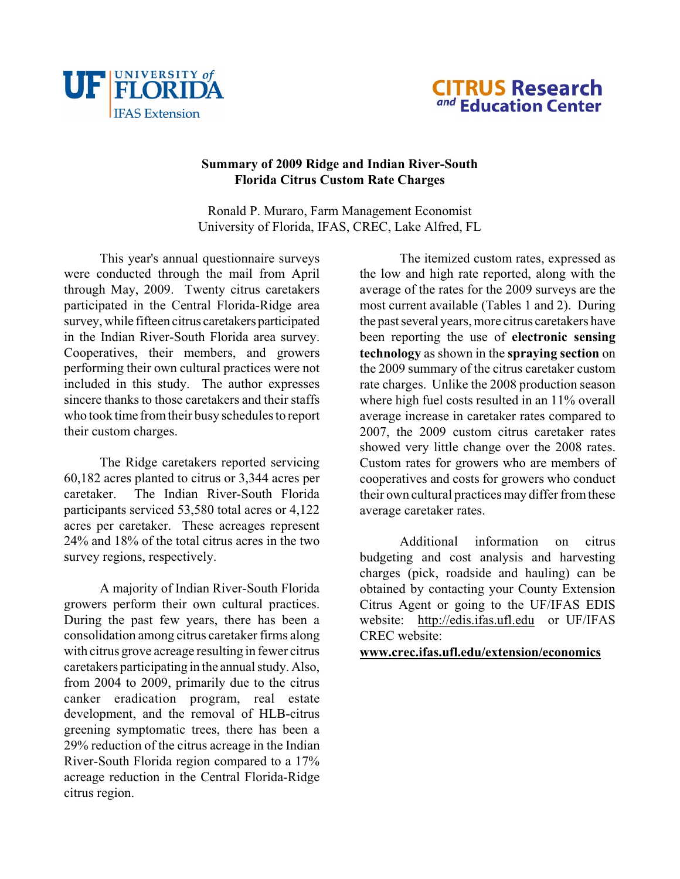UF UNIVERSITY of FLORIDA
IFAS Extension

CITRUS Research and Education Center

# Summary of 2009 Ridge and Indian River-South Florida Citrus Custom Rate Charges

Ronald P. Muraro, Farm Management Economist
University of Florida, IFAS, CREC, Lake Alfred, FL

This year's annual questionnaire surveys were conducted through the mail from April through May, 2009. Twenty citrus caretakers participated in the Central Florida-Ridge area survey, while fifteen citrus caretakers participated in the Indian River-South Florida area survey. Cooperatives, their members, and growers performing their own cultural practices were not included in this study. The author expresses sincere thanks to those caretakers and their staffs who took time from their busy schedules to report their custom charges.

The Ridge caretakers reported servicing 60,182 acres planted to citrus or 3,344 acres per caretaker. The Indian River-South Florida participants serviced 53,580 total acres or 4,122 acres per caretaker. These acreages represent 24% and 18% of the total citrus acres in the two survey regions, respectively.

A majority of Indian River-South Florida growers perform their own cultural practices. During the past few years, there has been a consolidation among citrus caretaker firms along with citrus grove acreage resulting in fewer citrus caretakers participating in the annual study. Also, from 2004 to 2009, primarily due to the citrus canker eradication program, real estate development, and the removal of HLB-citrus greening symptomatic trees, there has been a 29% reduction of the citrus acreage in the Indian River-South Florida region compared to a 17% acreage reduction in the Central Florida-Ridge citrus region.

The itemized custom rates, expressed as the low and high rate reported, along with the average of the rates for the 2009 surveys are the most current available (Tables 1 and 2). During the past several years, more citrus caretakers have been reporting the use of **electronic sensing technology** as shown in the **spraying section** on the 2009 summary of the citrus caretaker custom rate charges. Unlike the 2008 production season where high fuel costs resulted in an 11% overall average increase in caretaker rates compared to 2007, the 2009 custom citrus caretaker rates showed very little change over the 2008 rates. Custom rates for growers who are members of cooperatives and costs for growers who conduct their own cultural practices may differ from these average caretaker rates.

Additional information on citrus budgeting and cost analysis and harvesting charges (pick, roadside and hauling) can be obtained by contacting your County Extension Citrus Agent or going to the UF/IFAS EDIS website: http://edis.ifas.ufl.edu or UF/IFAS CREC website:
**www.crec.ifas.ufl.edu/extension/economics**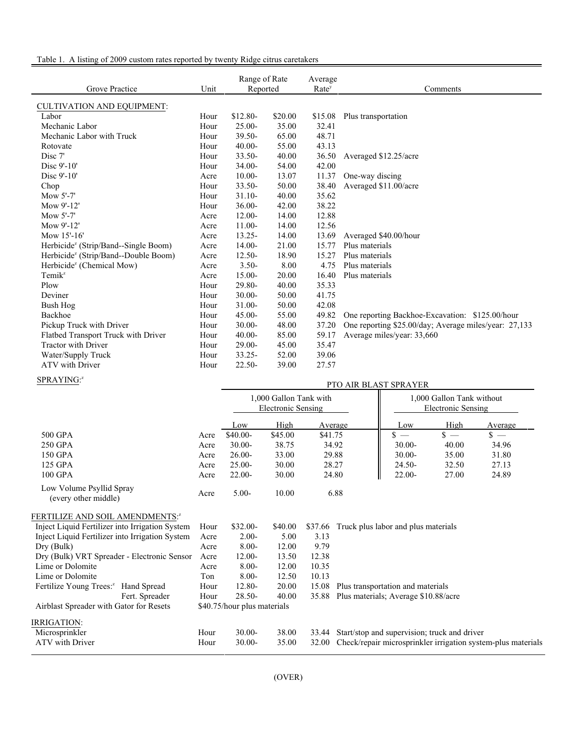Table 1. A listing of 2009 custom rates reported by twenty Ridge citrus caretakers

| Grove Practice | Unit | Range of Rate Reported | | Average Rate[y] | Comments |
|---|---|---|---|---|---|
| **CULTIVATION AND EQUIPMENT:** | | | | | |
| Labor | Hour | $12.80- | $20.00 | $15.08 | Plus transportation |
| Mechanic Labor | Hour | 25.00- | 35.00 | 32.41 | |
| Mechanic Labor with Truck | Hour | 39.50- | 65.00 | 48.71 | |
| Rotovate | Hour | 40.00- | 55.00 | 43.13 | |
| Disc 7' | Hour | 33.50- | 40.00 | 36.50 | Averaged $12.25/acre |
| Disc 9'-10' | Hour | 34.00- | 54.00 | 42.00 | |
| Disc 9'-10' | Acre | 10.00- | 13.07 | 11.37 | One-way discing |
| Chop | Hour | 33.50- | 50.00 | 38.40 | Averaged $11.00/acre |
| Mow 5'-7' | Hour | 31.10- | 40.00 | 35.62 | |
| Mow 9'-12' | Hour | 36.00- | 42.00 | 38.22 | |
| Mow 5'-7' | Acre | 12.00- | 14.00 | 12.88 | |
| Mow 9'-12' | Acre | 11.00- | 14.00 | 12.56 | |
| Mow 15'-16' | Acre | 13.25- | 14.00 | 13.69 | Averaged $40.00/hour |
| Herbicide[z] (Strip/Band--Single Boom) | Acre | 14.00- | 21.00 | 15.77 | Plus materials |
| Herbicide[z] (Strip/Band--Double Boom) | Acre | 12.50- | 18.90 | 15.27 | Plus materials |
| Herbicide[z] (Chemical Mow) | Acre | 3.50- | 8.00 | 4.75 | Plus materials |
| Temik[z] | Acre | 15.00- | 20.00 | 16.40 | Plus materials |
| Plow | Hour | 29.80- | 40.00 | 35.33 | |
| Deviner | Hour | 30.00- | 50.00 | 41.75 | |
| Bush Hog | Hour | 31.00- | 50.00 | 42.08 | |
| Backhoe | Hour | 45.00- | 55.00 | 49.82 | One reporting Backhoe-Excavation: $125.00/hour |
| Pickup Truck with Driver | Hour | 30.00- | 48.00 | 37.20 | One reporting $25.00/day; Average miles/year: 27,133 |
| Flatbed Transport Truck with Driver | Hour | 40.00- | 85.00 | 59.17 | Average miles/year: 33,660 |
| Tractor with Driver | Hour | 29.00- | 45.00 | 35.47 | |
| Water/Supply Truck | Hour | 33.25- | 52.00 | 39.06 | |
| ATV with Driver | Hour | 22.50- | 39.00 | 27.57 | |

**SPRAYING:**[z]

| | | PTO AIR BLAST SPRAYER | | | | | |
|---|---|---|---|---|---|---|---|
| | | 1,000 Gallon Tank with Electronic Sensing | | | 1,000 Gallon Tank without Electronic Sensing | | |
| | | Low | High | Average | Low | High | Average |
| 500 GPA | Acre | $40.00- | $45.00 | $41.75 | $ — | $ — | $ — |
| 250 GPA | Acre | 30.00- | 38.75 | 34.92 | 30.00- | 40.00 | 34.96 |
| 150 GPA | Acre | 26.00- | 33.00 | 29.88 | 30.00- | 35.00 | 31.80 |
| 125 GPA | Acre | 25.00- | 30.00 | 28.27 | 24.50- | 32.50 | 27.13 |
| 100 GPA | Acre | 22.00- | 30.00 | 24.80 | 22.00- | 27.00 | 24.89 |
| Low Volume Psyllid Spray (every other middle) | Acre | 5.00- | 10.00 | 6.88 | | | |

| Grove Practice | Unit | Range of Rate Reported | | Average Rate[y] | Comments |
|---|---|---|---|---|---|
| **FERTILIZE AND SOIL AMENDMENTS:**[z] | | | | | |
| Inject Liquid Fertilizer into Irrigation System | Hour | $32.00- | $40.00 | $37.66 | Truck plus labor and plus materials |
| Inject Liquid Fertilizer into Irrigation System | Acre | 2.00- | 5.00 | 3.13 | |
| Dry (Bulk) | Acre | 8.00- | 12.00 | 9.79 | |
| Dry (Bulk) VRT Spreader - Electronic Sensor | Acre | 12.00- | 13.50 | 12.38 | |
| Lime or Dolomite | Acre | 8.00- | 12.00 | 10.35 | |
| Lime or Dolomite | Ton | 8.00- | 12.50 | 10.13 | |
| Fertilize Young Trees:[z] Hand Spread | Hour | 12.80- | 20.00 | 15.08 | Plus transportation and materials |
| Fert. Spreader | Hour | 28.50- | 40.00 | 35.88 | Plus materials; Average $10.88/acre |
| Airblast Spreader with Gator for Resets | $40.75/hour plus materials | | | | |
| **IRRIGATION:** | | | | | |
| Microsprinkler | Hour | 30.00- | 38.00 | 33.44 | Start/stop and supervision; truck and driver |
| ATV with Driver | Hour | 30.00- | 35.00 | 32.00 | Check/repair microsprinkler irrigation system-plus materials |

(OVER)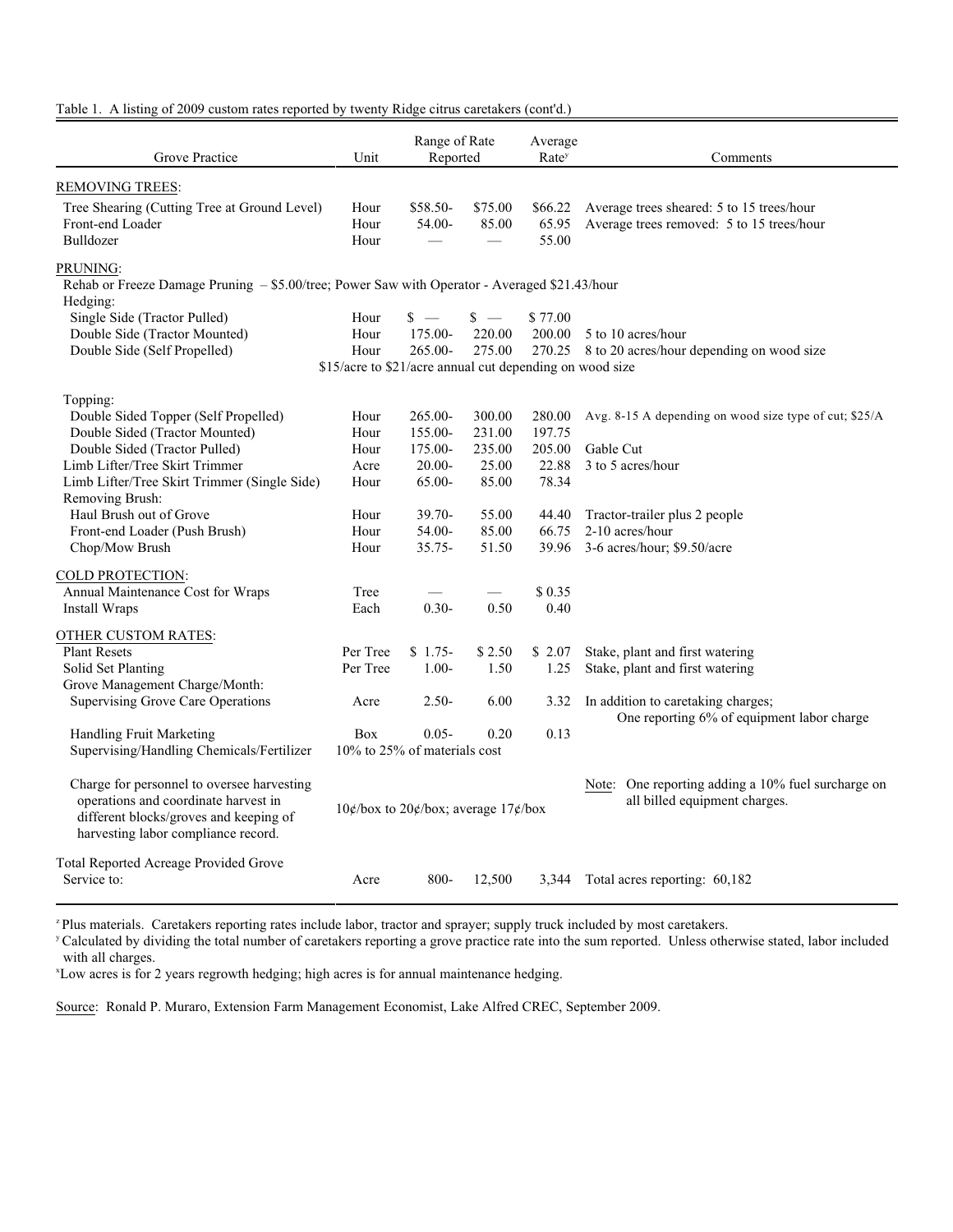Table 1. A listing of 2009 custom rates reported by twenty Ridge citrus caretakers (cont'd.)

| Grove Practice | Unit | Range of Rate Reported | | Average Rate[y] | Comments |
|---|---|---|---|---|---|
| REMOVING TREES: | | | | | |
| Tree Shearing (Cutting Tree at Ground Level) | Hour | $58.50- | $75.00 | $66.22 | Average trees sheared: 5 to 15 trees/hour |
| Front-end Loader | Hour | 54.00- | 85.00 | 65.95 | Average trees removed: 5 to 15 trees/hour |
| Bulldozer | Hour | — | — | 55.00 | |
| PRUNING: | | | | | |
| Rehab or Freeze Damage Pruning – $5.00/tree; Power Saw with Operator - Averaged $21.43/hour | | | | | |
| Hedging: | | | | | |
| Single Side (Tractor Pulled) | Hour | $ — | $ — | $ 77.00 | |
| Double Side (Tractor Mounted) | Hour | 175.00- | 220.00 | 200.00 | 5 to 10 acres/hour |
| Double Side (Self Propelled) | Hour | 265.00- | 275.00 | 270.25 | 8 to 20 acres/hour depending on wood size |
| | | $15/acre to $21/acre annual cut depending on wood size | | | |
| Topping: | | | | | |
| Double Sided Topper (Self Propelled) | Hour | 265.00- | 300.00 | 280.00 | Avg. 8-15 A depending on wood size type of cut; $25/A |
| Double Sided (Tractor Mounted) | Hour | 155.00- | 231.00 | 197.75 | |
| Double Sided (Tractor Pulled) | Hour | 175.00- | 235.00 | 205.00 | Gable Cut |
| Limb Lifter/Tree Skirt Trimmer | Acre | 20.00- | 25.00 | 22.88 | 3 to 5 acres/hour |
| Limb Lifter/Tree Skirt Trimmer (Single Side) | Hour | 65.00- | 85.00 | 78.34 | |
| Removing Brush: | | | | | |
| Haul Brush out of Grove | Hour | 39.70- | 55.00 | 44.40 | Tractor-trailer plus 2 people |
| Front-end Loader (Push Brush) | Hour | 54.00- | 85.00 | 66.75 | 2-10 acres/hour |
| Chop/Mow Brush | Hour | 35.75- | 51.50 | 39.96 | 3-6 acres/hour; $9.50/acre |
| COLD PROTECTION: | | | | | |
| Annual Maintenance Cost for Wraps | Tree | — | — | $ 0.35 | |
| Install Wraps | Each | 0.30- | 0.50 | 0.40 | |
| OTHER CUSTOM RATES: | | | | | |
| Plant Resets | Per Tree | $ 1.75- | $ 2.50 | $ 2.07 | Stake, plant and first watering |
| Solid Set Planting | Per Tree | 1.00- | 1.50 | 1.25 | Stake, plant and first watering |
| Grove Management Charge/Month: | | | | | |
| Supervising Grove Care Operations | Acre | 2.50- | 6.00 | 3.32 | In addition to caretaking charges; One reporting 6% of equipment labor charge |
| Handling Fruit Marketing | Box | 0.05- | 0.20 | 0.13 | |
| Supervising/Handling Chemicals/Fertilizer | | 10% to 25% of materials cost | | | |
| Charge for personnel to oversee harvesting operations and coordinate harvest in different blocks/groves and keeping of harvesting labor compliance record. | | 10¢/box to 20¢/box; average 17¢/box | | | Note: One reporting adding a 10% fuel surcharge on all billed equipment charges. |
| Total Reported Acreage Provided Grove Service to: | Acre | 800- | 12,500 | 3,344 | Total acres reporting: 60,182 |

[z] Plus materials. Caretakers reporting rates include labor, tractor and sprayer; supply truck included by most caretakers.

[y] Calculated by dividing the total number of caretakers reporting a grove practice rate into the sum reported. Unless otherwise stated, labor included with all charges.

[x] Low acres is for 2 years regrowth hedging; high acres is for annual maintenance hedging.

Source: Ronald P. Muraro, Extension Farm Management Economist, Lake Alfred CREC, September 2009.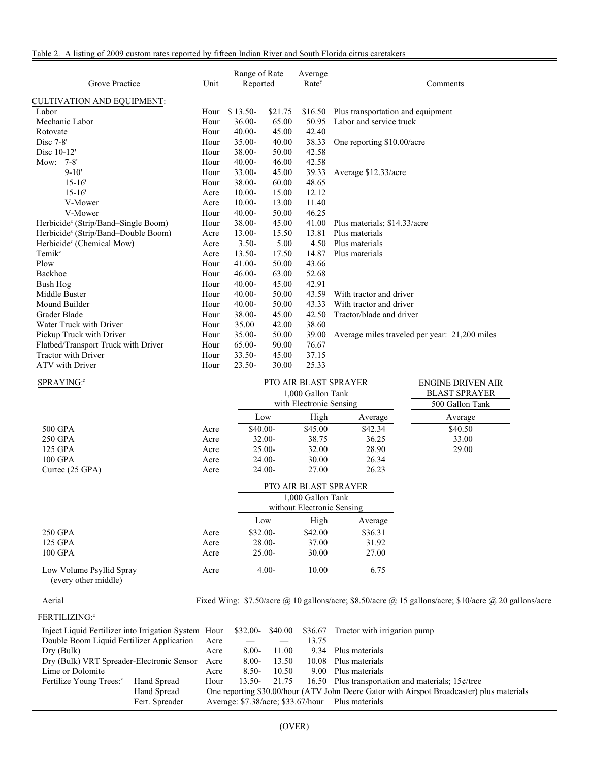Table 2. A listing of 2009 custom rates reported by fifteen Indian River and South Florida citrus caretakers

| Grove Practice | Unit | Range of Rate Reported | | Average Rate[y] | Comments |
|---|---|---|---|---|---|
| CULTIVATION AND EQUIPMENT: | | | | | |
| Labor | Hour | $ 13.50- | $21.75 | $16.50 | Plus transportation and equipment |
| Mechanic Labor | Hour | 36.00- | 65.00 | 50.95 | Labor and service truck |
| Rotovate | Hour | 40.00- | 45.00 | 42.40 | |
| Disc 7-8' | Hour | 35.00- | 40.00 | 38.33 | One reporting $10.00/acre |
| Disc 10-12' | Hour | 38.00- | 50.00 | 42.58 | |
| Mow: 7-8' | Hour | 40.00- | 46.00 | 42.58 | |
| 9-10' | Hour | 33.00- | 45.00 | 39.33 | Average $12.33/acre |
| 15-16' | Hour | 38.00- | 60.00 | 48.65 | |
| 15-16' | Acre | 10.00- | 15.00 | 12.12 | |
| V-Mower | Acre | 10.00- | 13.00 | 11.40 | |
| V-Mower | Hour | 40.00- | 50.00 | 46.25 | |
| Herbicide[z] (Strip/Band–Single Boom) | Hour | 38.00- | 45.00 | 41.00 | Plus materials; $14.33/acre |
| Herbicide[z] (Strip/Band–Double Boom) | Acre | 13.00- | 15.50 | 13.81 | Plus materials |
| Herbicide[z] (Chemical Mow) | Acre | 3.50- | 5.00 | 4.50 | Plus materials |
| Temik[z] | Acre | 13.50- | 17.50 | 14.87 | Plus materials |
| Plow | Hour | 41.00- | 50.00 | 43.66 | |
| Backhoe | Hour | 46.00- | 63.00 | 52.68 | |
| Bush Hog | Hour | 40.00- | 45.00 | 42.91 | |
| Middle Buster | Hour | 40.00- | 50.00 | 43.59 | With tractor and driver |
| Mound Builder | Hour | 40.00- | 50.00 | 43.33 | With tractor and driver |
| Grader Blade | Hour | 38.00- | 45.00 | 42.50 | Tractor/blade and driver |
| Water Truck with Driver | Hour | 35.00 | 42.00 | 38.60 | |
| Pickup Truck with Driver | Hour | 35.00- | 50.00 | 39.00 | Average miles traveled per year: 21,200 miles |
| Flatbed/Transport Truck with Driver | Hour | 65.00- | 90.00 | 76.67 | |
| Tractor with Driver | Hour | 33.50- | 45.00 | 37.15 | |
| ATV with Driver | Hour | 23.50- | 30.00 | 25.33 | |

| SPRAYING:[z] | Unit | PTO AIR BLAST SPRAYER 1,000 Gallon Tank with Electronic Sensing | | | ENGINE DRIVEN AIR BLAST SPRAYER 500 Gallon Tank |
|---|---|---|---|---|---|
| | | Low | High | Average | Average |
| 500 GPA | Acre | $40.00- | $45.00 | $42.34 | $40.50 |
| 250 GPA | Acre | 32.00- | 38.75 | 36.25 | 33.00 |
| 125 GPA | Acre | 25.00- | 32.00 | 28.90 | 29.00 |
| 100 GPA | Acre | 24.00- | 30.00 | 26.34 | |
| Curtec (25 GPA) | Acre | 24.00- | 27.00 | 26.23 | |

| | Unit | PTO AIR BLAST SPRAYER 1,000 Gallon Tank without Electronic Sensing | | |
|---|---|---|---|---|
| | | Low | High | Average |
| 250 GPA | Acre | $32.00- | $42.00 | $36.31 |
| 125 GPA | Acre | 28.00- | 37.00 | 31.92 |
| 100 GPA | Acre | 25.00- | 30.00 | 27.00 |
| Low Volume Psyllid Spray (every other middle) | Acre | 4.00- | 10.00 | 6.75 |

Aerial — Fixed Wing: $7.50/acre @ 10 gallons/acre; $8.50/acre @ 15 gallons/acre; $10/acre @ 20 gallons/acre

| FERTILIZING:[z] | Unit | Range of Rate Reported | | Average Rate | Comments |
|---|---|---|---|---|---|
| Inject Liquid Fertilizer into Irrigation System | Hour | $32.00- | $40.00 | $36.67 | Tractor with irrigation pump |
| Double Boom Liquid Fertilizer Application | Acre | — | — | 13.75 | |
| Dry (Bulk) | Acre | 8.00- | 11.00 | 9.34 | Plus materials |
| Dry (Bulk) VRT Spreader-Electronic Sensor | Acre | 8.00- | 13.50 | 10.08 | Plus materials |
| Lime or Dolomite | Acre | 8.50- | 10.50 | 9.00 | Plus materials |
| Fertilize Young Trees:[z] Hand Spread | Hour | 13.50- | 21.75 | 16.50 | Plus transportation and materials; 15¢/tree |
| Hand Spread | | One reporting $30.00/hour (ATV John Deere Gator with Airspot Broadcaster) plus materials | | | |
| Fert. Spreader | | Average: $7.38/acre; $33.67/hour | | | Plus materials |

(OVER)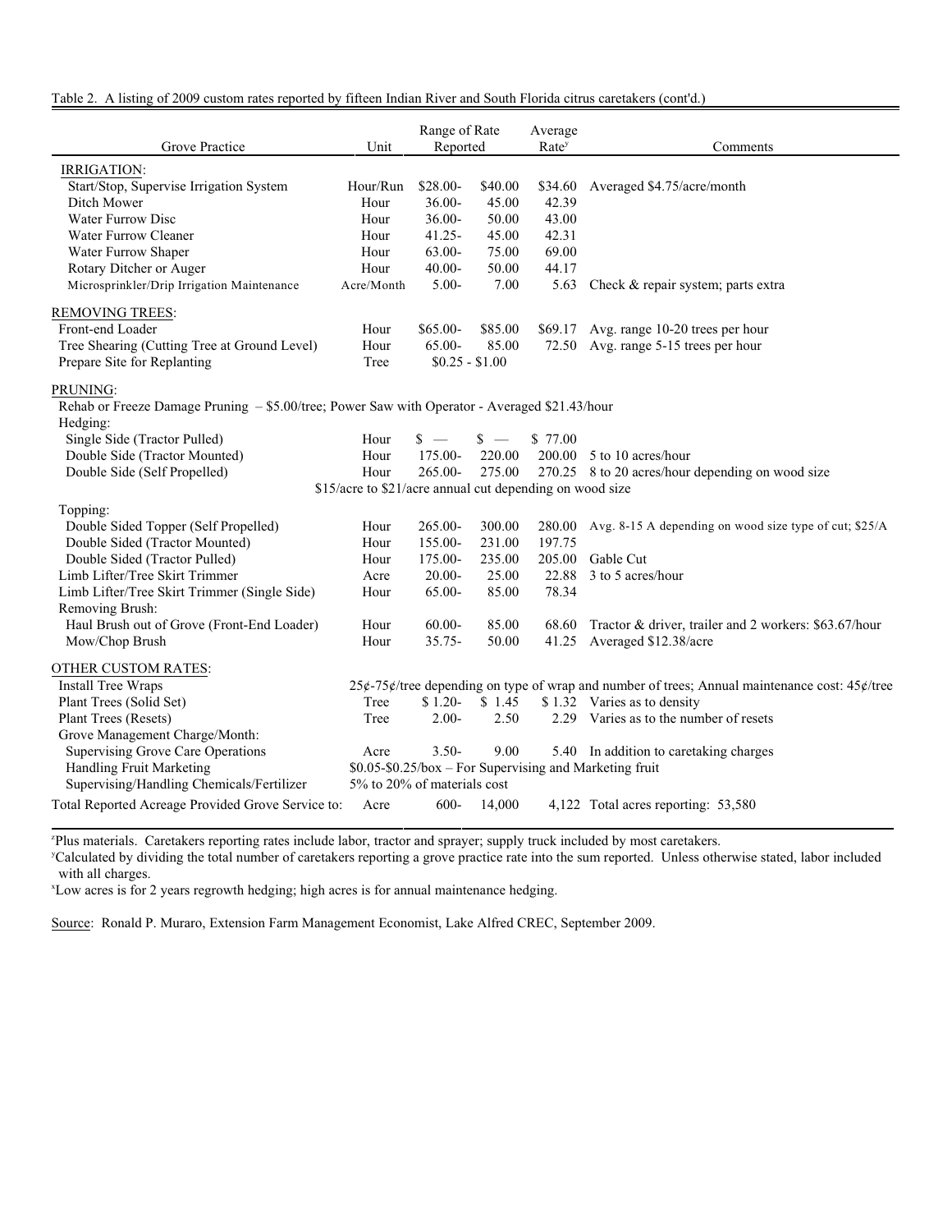Table 2. A listing of 2009 custom rates reported by fifteen Indian River and South Florida citrus caretakers (cont'd.)

| Grove Practice | Unit | Range of Rate Reported | | Average Rate[y] | Comments |
|---|---|---|---|---|---|
| IRRIGATION: | | | | | |
| Start/Stop, Supervise Irrigation System | Hour/Run | $28.00- | $40.00 | $34.60 | Averaged $4.75/acre/month |
| Ditch Mower | Hour | 36.00- | 45.00 | 42.39 | |
| Water Furrow Disc | Hour | 36.00- | 50.00 | 43.00 | |
| Water Furrow Cleaner | Hour | 41.25- | 45.00 | 42.31 | |
| Water Furrow Shaper | Hour | 63.00- | 75.00 | 69.00 | |
| Rotary Ditcher or Auger | Hour | 40.00- | 50.00 | 44.17 | |
| Microsprinkler/Drip Irrigation Maintenance | Acre/Month | 5.00- | 7.00 | 5.63 | Check & repair system; parts extra |
| REMOVING TREES: | | | | | |
| Front-end Loader | Hour | $65.00- | $85.00 | $69.17 | Avg. range 10-20 trees per hour |
| Tree Shearing (Cutting Tree at Ground Level) | Hour | 65.00- | 85.00 | 72.50 | Avg. range 5-15 trees per hour |
| Prepare Site for Replanting | Tree | $0.25 - $1.00 | | | |
| PRUNING: | | | | | |
| Rehab or Freeze Damage Pruning – $5.00/tree; Power Saw with Operator - Averaged $21.43/hour | | | | | |
| Hedging: | | | | | |
| Single Side (Tractor Pulled) | Hour | $ — | $ — | $ 77.00 | |
| Double Side (Tractor Mounted) | Hour | 175.00- | 220.00 | 200.00 | 5 to 10 acres/hour |
| Double Side (Self Propelled) | Hour | 265.00- | 275.00 | 270.25 | 8 to 20 acres/hour depending on wood size |
| | $15/acre to $21/acre annual cut depending on wood size | | | | |
| Topping: | | | | | |
| Double Sided Topper (Self Propelled) | Hour | 265.00- | 300.00 | 280.00 | Avg. 8-15 A depending on wood size type of cut; $25/A |
| Double Sided (Tractor Mounted) | Hour | 155.00- | 231.00 | 197.75 | |
| Double Sided (Tractor Pulled) | Hour | 175.00- | 235.00 | 205.00 | Gable Cut |
| Limb Lifter/Tree Skirt Trimmer | Acre | 20.00- | 25.00 | 22.88 | 3 to 5 acres/hour |
| Limb Lifter/Tree Skirt Trimmer (Single Side) | Hour | 65.00- | 85.00 | 78.34 | |
| Removing Brush: | | | | | |
| Haul Brush out of Grove (Front-End Loader) | Hour | 60.00- | 85.00 | 68.60 | Tractor & driver, trailer and 2 workers: $63.67/hour |
| Mow/Chop Brush | Hour | 35.75- | 50.00 | 41.25 | Averaged $12.38/acre |
| OTHER CUSTOM RATES: | | | | | |
| Install Tree Wraps | 25¢-75¢/tree depending on type of wrap and number of trees; Annual maintenance cost: 45¢/tree | | | | |
| Plant Trees (Solid Set) | Tree | $ 1.20- | $ 1.45 | $ 1.32 | Varies as to density |
| Plant Trees (Resets) | Tree | 2.00- | 2.50 | 2.29 | Varies as to the number of resets |
| Grove Management Charge/Month: | | | | | |
| Supervising Grove Care Operations | Acre | 3.50- | 9.00 | 5.40 | In addition to caretaking charges |
| Handling Fruit Marketing | $0.05-$0.25/box – For Supervising and Marketing fruit | | | | |
| Supervising/Handling Chemicals/Fertilizer | 5% to 20% of materials cost | | | | |
| Total Reported Acreage Provided Grove Service to: | Acre | 600- | 14,000 | 4,122 | Total acres reporting: 53,580 |

[z]Plus materials. Caretakers reporting rates include labor, tractor and sprayer; supply truck included by most caretakers.
[y]Calculated by dividing the total number of caretakers reporting a grove practice rate into the sum reported. Unless otherwise stated, labor included with all charges.
[x]Low acres is for 2 years regrowth hedging; high acres is for annual maintenance hedging.

Source: Ronald P. Muraro, Extension Farm Management Economist, Lake Alfred CREC, September 2009.